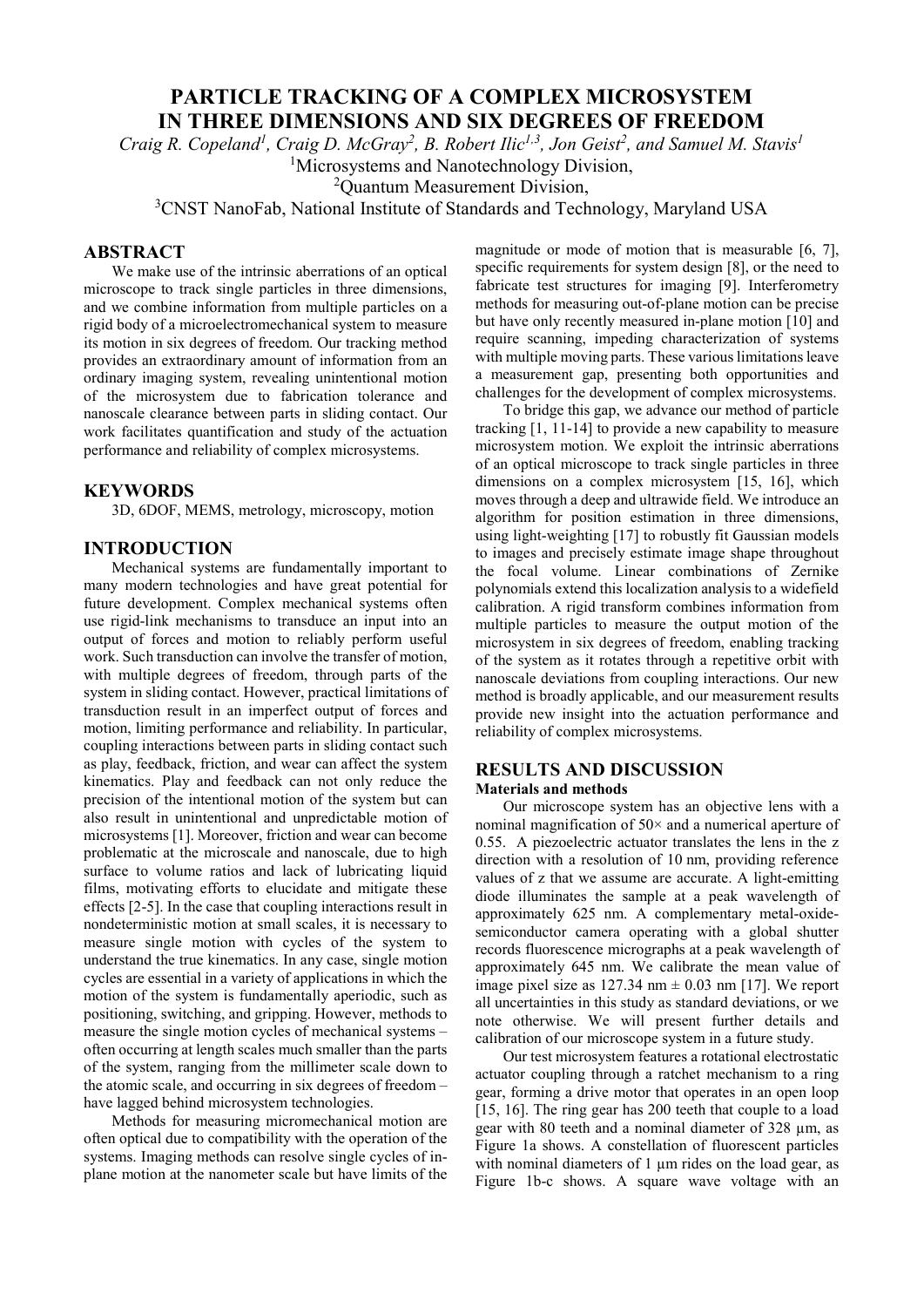# PARTICLE TRACKING OF A COMPLEX MICROSYSTEM IN THREE DIMENSIONS AND SIX DEGREES OF FREEDOM

*Craig R. Copeland[1], Craig D. McGray[2], B. Robert Ilic[1,3], Jon Geist[2], and Samuel M. Stavis[1]*

[1]Microsystems and Nanotechnology Division,

[2]Quantum Measurement Division,

[3]CNST NanoFab, National Institute of Standards and Technology, Maryland USA

## ABSTRACT

We make use of the intrinsic aberrations of an optical microscope to track single particles in three dimensions, and we combine information from multiple particles on a rigid body of a microelectromechanical system to measure its motion in six degrees of freedom. Our tracking method provides an extraordinary amount of information from an ordinary imaging system, revealing unintentional motion of the microsystem due to fabrication tolerance and nanoscale clearance between parts in sliding contact. Our work facilitates quantification and study of the actuation performance and reliability of complex microsystems.

## KEYWORDS

3D, 6DOF, MEMS, metrology, microscopy, motion

## INTRODUCTION

Mechanical systems are fundamentally important to many modern technologies and have great potential for future development. Complex mechanical systems often use rigid-link mechanisms to transduce an input into an output of forces and motion to reliably perform useful work. Such transduction can involve the transfer of motion, with multiple degrees of freedom, through parts of the system in sliding contact. However, practical limitations of transduction result in an imperfect output of forces and motion, limiting performance and reliability. In particular, coupling interactions between parts in sliding contact such as play, feedback, friction, and wear can affect the system kinematics. Play and feedback can not only reduce the precision of the intentional motion of the system but can also result in unintentional and unpredictable motion of microsystems [1]. Moreover, friction and wear can become problematic at the microscale and nanoscale, due to high surface to volume ratios and lack of lubricating liquid films, motivating efforts to elucidate and mitigate these effects [2-5]. In the case that coupling interactions result in nondeterministic motion at small scales, it is necessary to measure single motion with cycles of the system to understand the true kinematics. In any case, single motion cycles are essential in a variety of applications in which the motion of the system is fundamentally aperiodic, such as positioning, switching, and gripping. However, methods to measure the single motion cycles of mechanical systems – often occurring at length scales much smaller than the parts of the system, ranging from the millimeter scale down to the atomic scale, and occurring in six degrees of freedom – have lagged behind microsystem technologies.

Methods for measuring micromechanical motion are often optical due to compatibility with the operation of the systems. Imaging methods can resolve single cycles of in-plane motion at the nanometer scale but have limits of the magnitude or mode of motion that is measurable [6, 7], specific requirements for system design [8], or the need to fabricate test structures for imaging [9]. Interferometry methods for measuring out-of-plane motion can be precise but have only recently measured in-plane motion [10] and require scanning, impeding characterization of systems with multiple moving parts. These various limitations leave a measurement gap, presenting both opportunities and challenges for the development of complex microsystems.

To bridge this gap, we advance our method of particle tracking [1, 11-14] to provide a new capability to measure microsystem motion. We exploit the intrinsic aberrations of an optical microscope to track single particles in three dimensions on a complex microsystem [15, 16], which moves through a deep and ultrawide field. We introduce an algorithm for position estimation in three dimensions, using light-weighting [17] to robustly fit Gaussian models to images and precisely estimate image shape throughout the focal volume. Linear combinations of Zernike polynomials extend this localization analysis to a widefield calibration. A rigid transform combines information from multiple particles to measure the output motion of the microsystem in six degrees of freedom, enabling tracking of the system as it rotates through a repetitive orbit with nanoscale deviations from coupling interactions. Our new method is broadly applicable, and our measurement results provide new insight into the actuation performance and reliability of complex microsystems.

## RESULTS AND DISCUSSION

### Materials and methods

Our microscope system has an objective lens with a nominal magnification of 50× and a numerical aperture of 0.55. A piezoelectric actuator translates the lens in the z direction with a resolution of 10 nm, providing reference values of z that we assume are accurate. A light-emitting diode illuminates the sample at a peak wavelength of approximately 625 nm. A complementary metal-oxide-semiconductor camera operating with a global shutter records fluorescence micrographs at a peak wavelength of approximately 645 nm. We calibrate the mean value of image pixel size as 127.34 nm ± 0.03 nm [17]. We report all uncertainties in this study as standard deviations, or we note otherwise. We will present further details and calibration of our microscope system in a future study.

Our test microsystem features a rotational electrostatic actuator coupling through a ratchet mechanism to a ring gear, forming a drive motor that operates in an open loop [15, 16]. The ring gear has 200 teeth that couple to a load gear with 80 teeth and a nominal diameter of 328 µm, as Figure 1a shows. A constellation of fluorescent particles with nominal diameters of 1 µm rides on the load gear, as Figure 1b-c shows. A square wave voltage with an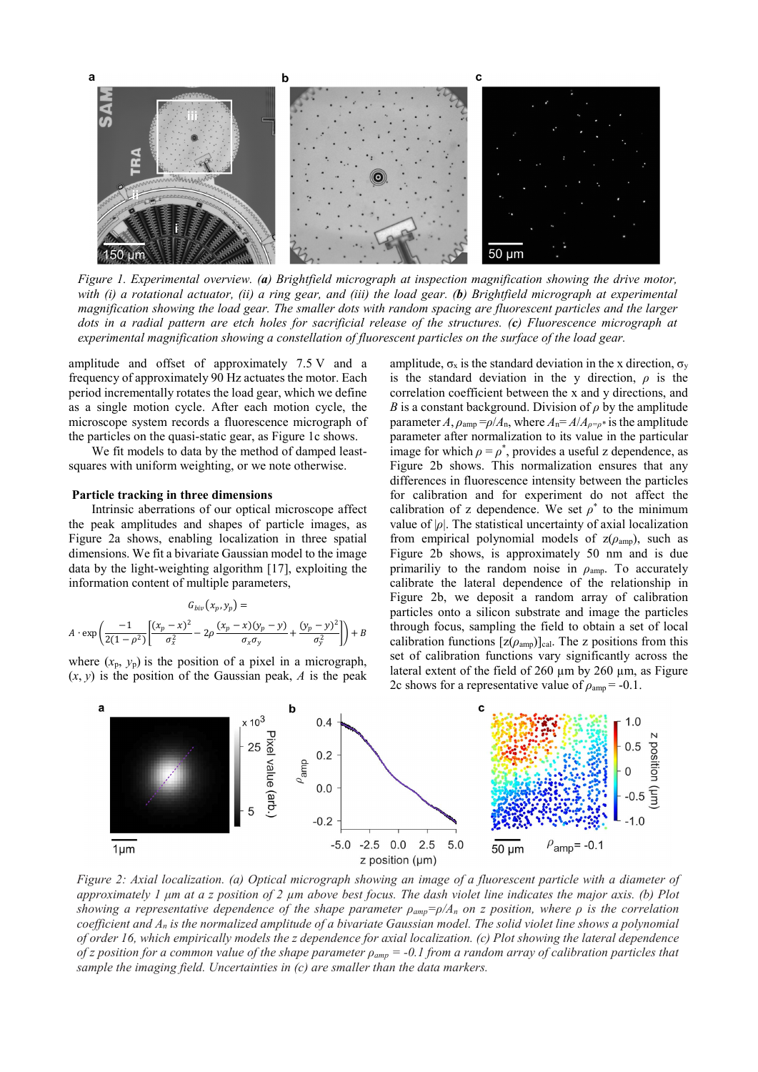*Figure 1. Experimental overview. **(a)** Brightfield micrograph at inspection magnification showing the drive motor, with (i) a rotational actuator, (ii) a ring gear, and (iii) the load gear. **(b)** Brightfield micrograph at experimental magnification showing the load gear. The smaller dots with random spacing are fluorescent particles and the larger dots in a radial pattern are etch holes for sacrificial release of the structures. **(c)** Fluorescence micrograph at experimental magnification showing a constellation of fluorescent particles on the surface of the load gear.*

amplitude and offset of approximately 7.5 V and a frequency of approximately 90 Hz actuates the motor. Each period incrementally rotates the load gear, which we define as a single motion cycle. After each motion cycle, the microscope system records a fluorescence micrograph of the particles on the quasi-static gear, as Figure 1c shows.

We fit models to data by the method of damped least-squares with uniform weighting, or we note otherwise.

### Particle tracking in three dimensions

Intrinsic aberrations of our optical microscope affect the peak amplitudes and shapes of particle images, as Figure 2a shows, enabling localization in three spatial dimensions. We fit a bivariate Gaussian model to the image data by the light-weighting algorithm [17], exploiting the information content of multiple parameters,

$$G_{biv}(x_p, y_p) =$$
$$A \cdot \exp\left(\frac{-1}{2(1-\rho^2)}\left[\frac{(x_p-x)^2}{\sigma_x^2} - 2\rho\frac{(x_p-x)(y_p-y)}{\sigma_x\sigma_y} + \frac{(y_p-y)^2}{\sigma_y^2}\right]\right) + B$$

where $(x_p, y_p)$ is the position of a pixel in a micrograph, $(x, y)$ is the position of the Gaussian peak, $A$ is the peak amplitude, $\sigma_x$ is the standard deviation in the x direction, $\sigma_y$ is the standard deviation in the y direction, $\rho$ is the correlation coefficient between the x and y directions, and $B$ is a constant background. Division of $\rho$ by the amplitude parameter $A$, $\rho_{amp} = \rho/A_n$, where $A_n = A/A_{\rho=\rho^*}$ is the amplitude parameter after normalization to its value in the particular image for which $\rho = \rho^*$, provides a useful z dependence, as Figure 2b shows. This normalization ensures that any differences in fluorescence intensity between the particles for calibration and for experiment do not affect the calibration of z dependence. We set $\rho^*$ to the minimum value of $|\rho|$. The statistical uncertainty of axial localization from empirical polynomial models of $z(\rho_{amp})$, such as Figure 2b shows, is approximately 50 nm and is due primariliy to the random noise in $\rho_{amp}$. To accurately calibrate the lateral dependence of the relationship in Figure 2b, we deposit a random array of calibration particles onto a silicon substrate and image the particles through focus, sampling the field to obtain a set of local calibration functions $[z(\rho_{amp})]_{cal}$. The z positions from this set of calibration functions vary significantly across the lateral extent of the field of 260 µm by 260 µm, as Figure 2c shows for a representative value of $\rho_{amp} = -0.1$.

*Figure 2: Axial localization. (a) Optical micrograph showing an image of a fluorescent particle with a diameter of approximately 1 µm at a z position of 2 µm above best focus. The dash violet line indicates the major axis. (b) Plot showing a representative dependence of the shape parameter $\rho_{amp}=\rho/A_n$ on z position, where $\rho$ is the correlation coefficient and $A_n$ is the normalized amplitude of a bivariate Gaussian model. The solid violet line shows a polynomial of order 16, which empirically models the z dependence for axial localization. (c) Plot showing the lateral dependence of z position for a common value of the shape parameter $\rho_{amp}$ = -0.1 from a random array of calibration particles that sample the imaging field. Uncertainties in (c) are smaller than the data markers.*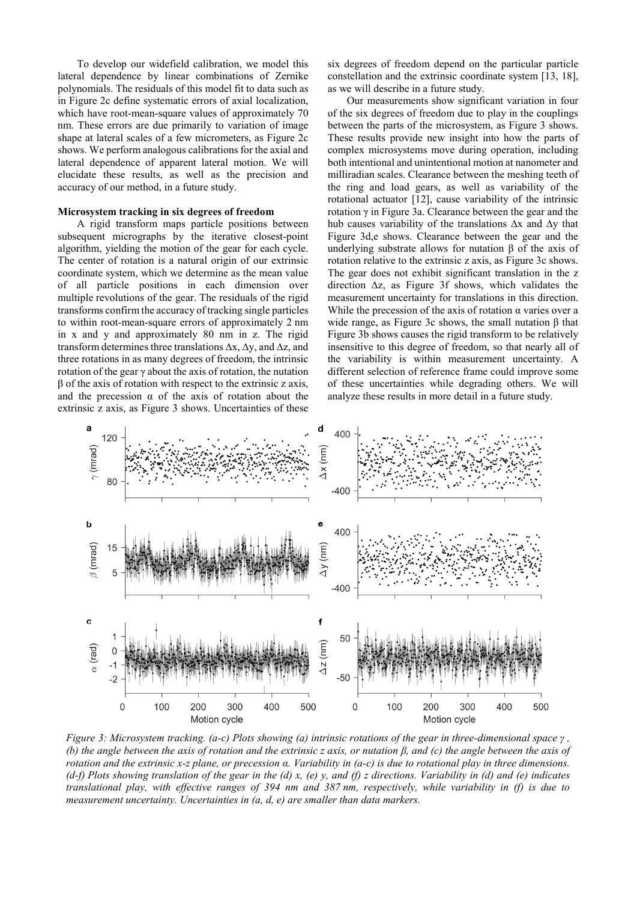To develop our widefield calibration, we model this lateral dependence by linear combinations of Zernike polynomials. The residuals of this model fit to data such as in Figure 2c define systematic errors of axial localization, which have root-mean-square values of approximately 70 nm. These errors are due primarily to variation of image shape at lateral scales of a few micrometers, as Figure 2c shows. We perform analogous calibrations for the axial and lateral dependence of apparent lateral motion. We will elucidate these results, as well as the precision and accuracy of our method, in a future study.

**Microsystem tracking in six degrees of freedom**

A rigid transform maps particle positions between subsequent micrographs by the iterative closest-point algorithm, yielding the motion of the gear for each cycle. The center of rotation is a natural origin of our extrinsic coordinate system, which we determine as the mean value of all particle positions in each dimension over multiple revolutions of the gear. The residuals of the rigid transforms confirm the accuracy of tracking single particles to within root-mean-square errors of approximately 2 nm in x and y and approximately 80 nm in z. The rigid transform determines three translations $\Delta x$, $\Delta y$, and $\Delta z$, and three rotations in as many degrees of freedom, the intrinsic rotation of the gear $\gamma$ about the axis of rotation, the nutation $\beta$ of the axis of rotation with respect to the extrinsic z axis, and the precession $\alpha$ of the axis of rotation about the extrinsic z axis, as Figure 3 shows. Uncertainties of these six degrees of freedom depend on the particular particle constellation and the extrinsic coordinate system [13, 18], as we will describe in a future study.

Our measurements show significant variation in four of the six degrees of freedom due to play in the couplings between the parts of the microsystem, as Figure 3 shows. These results provide new insight into how the parts of complex microsystems move during operation, including both intentional and unintentional motion at nanometer and milliradian scales. Clearance between the meshing teeth of the ring and load gears, as well as variability of the rotational actuator [12], cause variability of the intrinsic rotation $\gamma$ in Figure 3a. Clearance between the gear and the hub causes variability of the translations $\Delta x$ and $\Delta y$ that Figure 3d,e shows. Clearance between the gear and the underlying substrate allows for nutation $\beta$ of the axis of rotation relative to the extrinsic z axis, as Figure 3c shows. The gear does not exhibit significant translation in the z direction $\Delta z$, as Figure 3f shows, which validates the measurement uncertainty for translations in this direction. While the precession of the axis of rotation $\alpha$ varies over a wide range, as Figure 3c shows, the small nutation $\beta$ that Figure 3b shows causes the rigid transform to be relatively insensitive to this degree of freedom, so that nearly all of the variability is within measurement uncertainty. A different selection of reference frame could improve some of these uncertainties while degrading others. We will analyze these results in more detail in a future study.

*Figure 3: Microsystem tracking. (a-c) Plots showing (a) intrinsic rotations of the gear in three-dimensional space $\gamma$, (b) the angle between the axis of rotation and the extrinsic z axis, or nutation $\beta$, and (c) the angle between the axis of rotation and the extrinsic x-z plane, or precession $\alpha$. Variability in (a-c) is due to rotational play in three dimensions. (d-f) Plots showing translation of the gear in the (d) x, (e) y, and (f) z directions. Variability in (d) and (e) indicates translational play, with effective ranges of 394 nm and 387 nm, respectively, while variability in (f) is due to measurement uncertainty. Uncertainties in (a, d, e) are smaller than data markers.*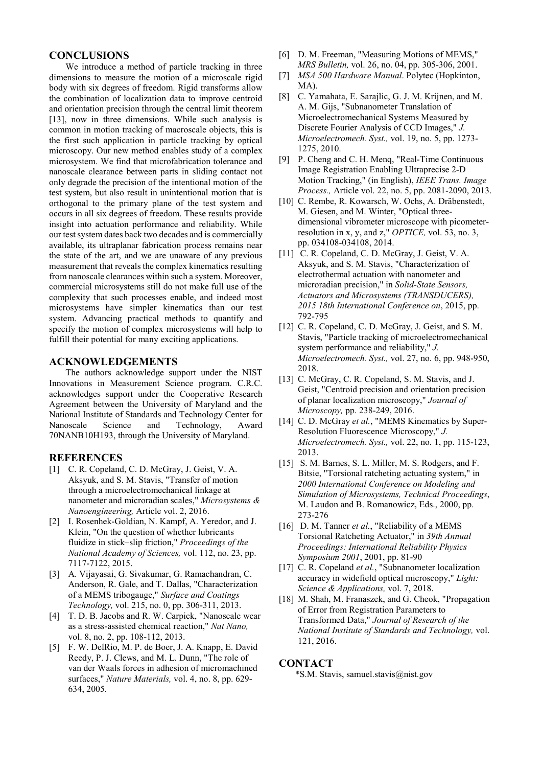## CONCLUSIONS

We introduce a method of particle tracking in three dimensions to measure the motion of a microscale rigid body with six degrees of freedom. Rigid transforms allow the combination of localization data to improve centroid and orientation precision through the central limit theorem [13], now in three dimensions. While such analysis is common in motion tracking of macroscale objects, this is the first such application in particle tracking by optical microscopy. Our new method enables study of a complex microsystem. We find that microfabrication tolerance and nanoscale clearance between parts in sliding contact not only degrade the precision of the intentional motion of the test system, but also result in unintentional motion that is orthogonal to the primary plane of the test system and occurs in all six degrees of freedom. These results provide insight into actuation performance and reliability. While our test system dates back two decades and is commercially available, its ultraplanar fabrication process remains near the state of the art, and we are unaware of any previous measurement that reveals the complex kinematics resulting from nanoscale clearances within such a system. Moreover, commercial microsystems still do not make full use of the complexity that such processes enable, and indeed most microsystems have simpler kinematics than our test system. Advancing practical methods to quantify and specify the motion of complex microsystems will help to fulfill their potential for many exciting applications.

## ACKNOWLEDGEMENTS

The authors acknowledge support under the NIST Innovations in Measurement Science program. C.R.C. acknowledges support under the Cooperative Research Agreement between the University of Maryland and the National Institute of Standards and Technology Center for Nanoscale Science and Technology, Award 70NANB10H193, through the University of Maryland.

## REFERENCES

[1] C. R. Copeland, C. D. McGray, J. Geist, V. A. Aksyuk, and S. M. Stavis, "Transfer of motion through a microelectromechanical linkage at nanometer and microradian scales," *Microsystems & Nanoengineering,* Article vol. 2, 2016.

[2] I. Rosenhek-Goldian, N. Kampf, A. Yeredor, and J. Klein, "On the question of whether lubricants fluidize in stick–slip friction," *Proceedings of the National Academy of Sciences,* vol. 112, no. 23, pp. 7117-7122, 2015.

[3] A. Vijayasai, G. Sivakumar, G. Ramachandran, C. Anderson, R. Gale, and T. Dallas, "Characterization of a MEMS tribogauge," *Surface and Coatings Technology,* vol. 215, no. 0, pp. 306-311, 2013.

[4] T. D. B. Jacobs and R. W. Carpick, "Nanoscale wear as a stress-assisted chemical reaction," *Nat Nano,* vol. 8, no. 2, pp. 108-112, 2013.

[5] F. W. DelRio, M. P. de Boer, J. A. Knapp, E. David Reedy, P. J. Clews, and M. L. Dunn, "The role of van der Waals forces in adhesion of micromachined surfaces," *Nature Materials,* vol. 4, no. 8, pp. 629-634, 2005.

[6] D. M. Freeman, "Measuring Motions of MEMS," *MRS Bulletin,* vol. 26, no. 04, pp. 305-306, 2001.

[7] *MSA 500 Hardware Manual*. Polytec (Hopkinton, MA).

[8] C. Yamahata, E. Sarajlic, G. J. M. Krijnen, and M. A. M. Gijs, "Subnanometer Translation of Microelectromechanical Systems Measured by Discrete Fourier Analysis of CCD Images," *J. Microelectromech. Syst.,* vol. 19, no. 5, pp. 1273-1275, 2010.

[9] P. Cheng and C. H. Menq, "Real-Time Continuous Image Registration Enabling Ultraprecise 2-D Motion Tracking," (in English), *IEEE Trans. Image Process.,* Article vol. 22, no. 5, pp. 2081-2090, 2013.

[10] C. Rembe, R. Kowarsch, W. Ochs, A. Dräbenstedt, M. Giesen, and M. Winter, "Optical three-dimensional vibrometer microscope with picometer-resolution in x, y, and z," *OPTICE,* vol. 53, no. 3, pp. 034108-034108, 2014.

[11] C. R. Copeland, C. D. McGray, J. Geist, V. A. Aksyuk, and S. M. Stavis, "Characterization of electrothermal actuation with nanometer and microradian precision," in *Solid-State Sensors, Actuators and Microsystems (TRANSDUCERS), 2015 18th International Conference on*, 2015, pp. 792-795

[12] C. R. Copeland, C. D. McGray, J. Geist, and S. M. Stavis, "Particle tracking of microelectromechanical system performance and reliability," *J. Microelectromech. Syst.,* vol. 27, no. 6, pp. 948-950, 2018.

[13] C. McGray, C. R. Copeland, S. M. Stavis, and J. Geist, "Centroid precision and orientation precision of planar localization microscopy," *Journal of Microscopy,* pp. 238-249, 2016.

[14] C. D. McGray *et al.*, "MEMS Kinematics by Super-Resolution Fluorescence Microscopy," *J. Microelectromech. Syst.,* vol. 22, no. 1, pp. 115-123, 2013.

[15] S. M. Barnes, S. L. Miller, M. S. Rodgers, and F. Bitsie, "Torsional ratcheting actuating system," in *2000 International Conference on Modeling and Simulation of Microsystems, Technical Proceedings*, M. Laudon and B. Romanowicz, Eds., 2000, pp. 273-276

[16] D. M. Tanner *et al.*, "Reliability of a MEMS Torsional Ratcheting Actuator," in *39th Annual Proceedings: International Reliability Physics Symposium 2001*, 2001, pp. 81-90

[17] C. R. Copeland *et al.*, "Subnanometer localization accuracy in widefield optical microscopy," *Light: Science & Applications,* vol. 7, 2018.

[18] M. Shah, M. Franaszek, and G. Cheok, "Propagation of Error from Registration Parameters to Transformed Data," *Journal of Research of the National Institute of Standards and Technology,* vol. 121, 2016.

## CONTACT

*S.M. Stavis, samuel.stavis@nist.gov